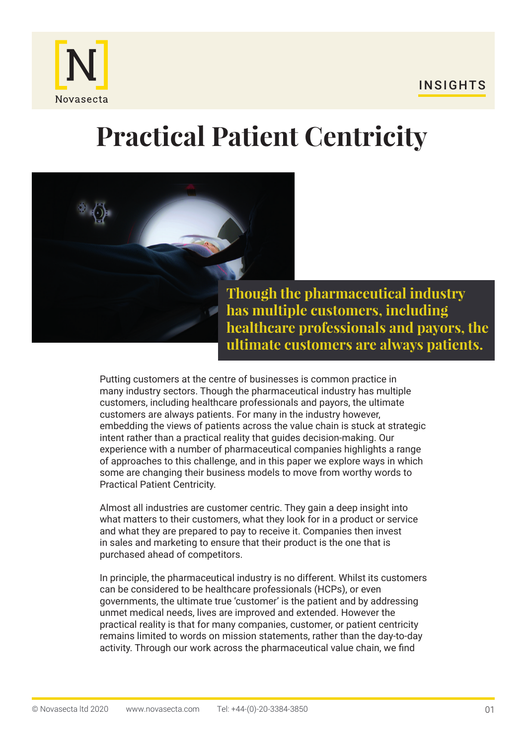INSIGHTS

# Practical Patient Centricity

**Though the pharmaceutical industry has multiple customers, including healthcare professionals and payors, the ultimate customers are always patients.**

Putting customers at the centre of businesses is common practice in many industry sectors. Though the pharmaceutical industry has multiple customers, including healthcare professionals and payors, the ultimate customers are always patients. For many in the industry however, embedding the views of patients across the value chain is stuck at strategic intent rather than a practical reality that guides decision-making. Our experience with a number of pharmaceutical companies highlights a range of approaches to this challenge, and in this paper we explore ways in which some are changing their business models to move from worthy words to Practical Patient Centricity.

Almost all industries are customer centric. They gain a deep insight into what matters to their customers, what they look for in a product or service and what they are prepared to pay to receive it. Companies then invest in sales and marketing to ensure that their product is the one that is purchased ahead of competitors.

In principle, the pharmaceutical industry is no different. Whilst its customers can be considered to be healthcare professionals (HCPs), or even governments, the ultimate true 'customer' is the patient and by addressing unmet medical needs, lives are improved and extended. However the practical reality is that for many companies, customer, or patient centricity remains limited to words on mission statements, rather than the day-to-day activity. Through our work across the pharmaceutical value chain, we find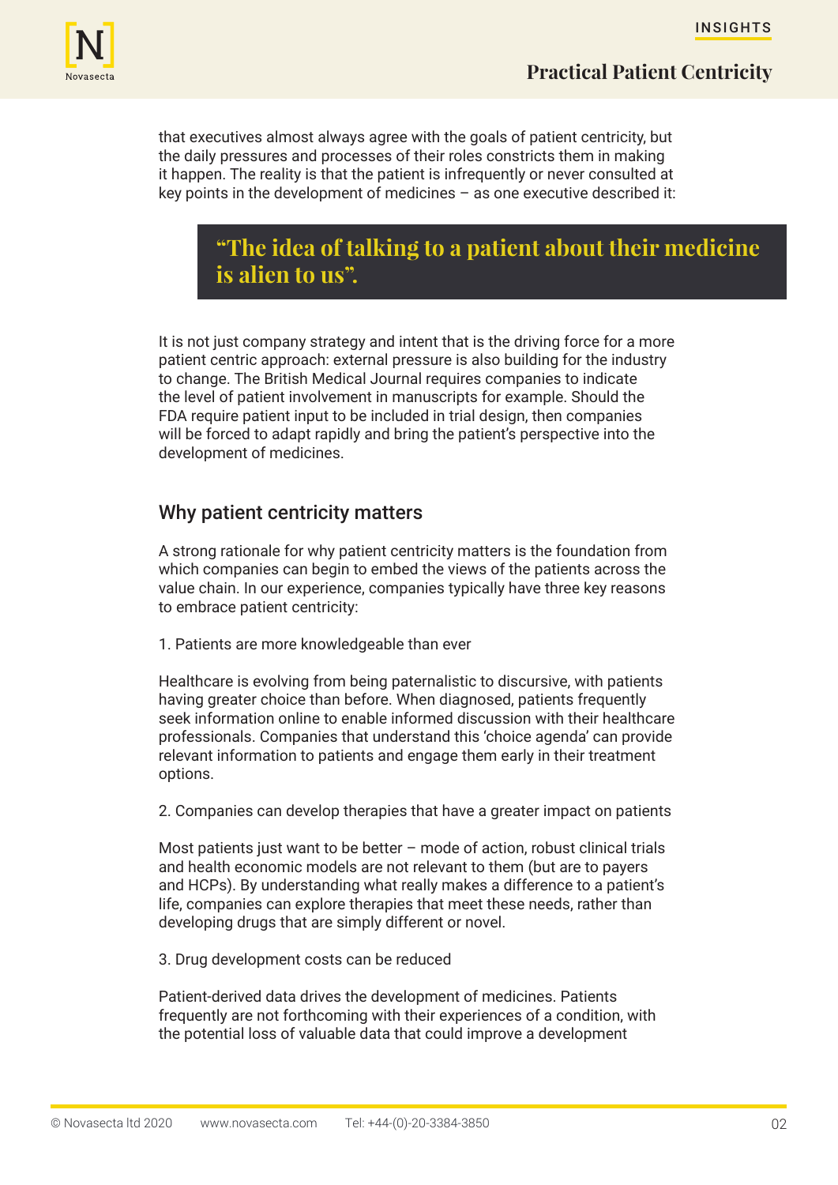that executives almost always agree with the goals of patient centricity, but the daily pressures and processes of their roles constricts them in making it happen. The reality is that the patient is infrequently or never consulted at key points in the development of medicines – as one executive described it:

> **"The idea of talking to a patient about their medicine is alien to us".**

It is not just company strategy and intent that is the driving force for a more patient centric approach: external pressure is also building for the industry to change. The British Medical Journal requires companies to indicate the level of patient involvement in manuscripts for example. Should the FDA require patient input to be included in trial design, then companies will be forced to adapt rapidly and bring the patient's perspective into the development of medicines.

## Why patient centricity matters

A strong rationale for why patient centricity matters is the foundation from which companies can begin to embed the views of the patients across the value chain. In our experience, companies typically have three key reasons to embrace patient centricity:

1. Patients are more knowledgeable than ever

Healthcare is evolving from being paternalistic to discursive, with patients having greater choice than before. When diagnosed, patients frequently seek information online to enable informed discussion with their healthcare professionals. Companies that understand this 'choice agenda' can provide relevant information to patients and engage them early in their treatment options.

2. Companies can develop therapies that have a greater impact on patients

Most patients just want to be better – mode of action, robust clinical trials and health economic models are not relevant to them (but are to payers and HCPs). By understanding what really makes a difference to a patient's life, companies can explore therapies that meet these needs, rather than developing drugs that are simply different or novel.

3. Drug development costs can be reduced

Patient-derived data drives the development of medicines. Patients frequently are not forthcoming with their experiences of a condition, with the potential loss of valuable data that could improve a development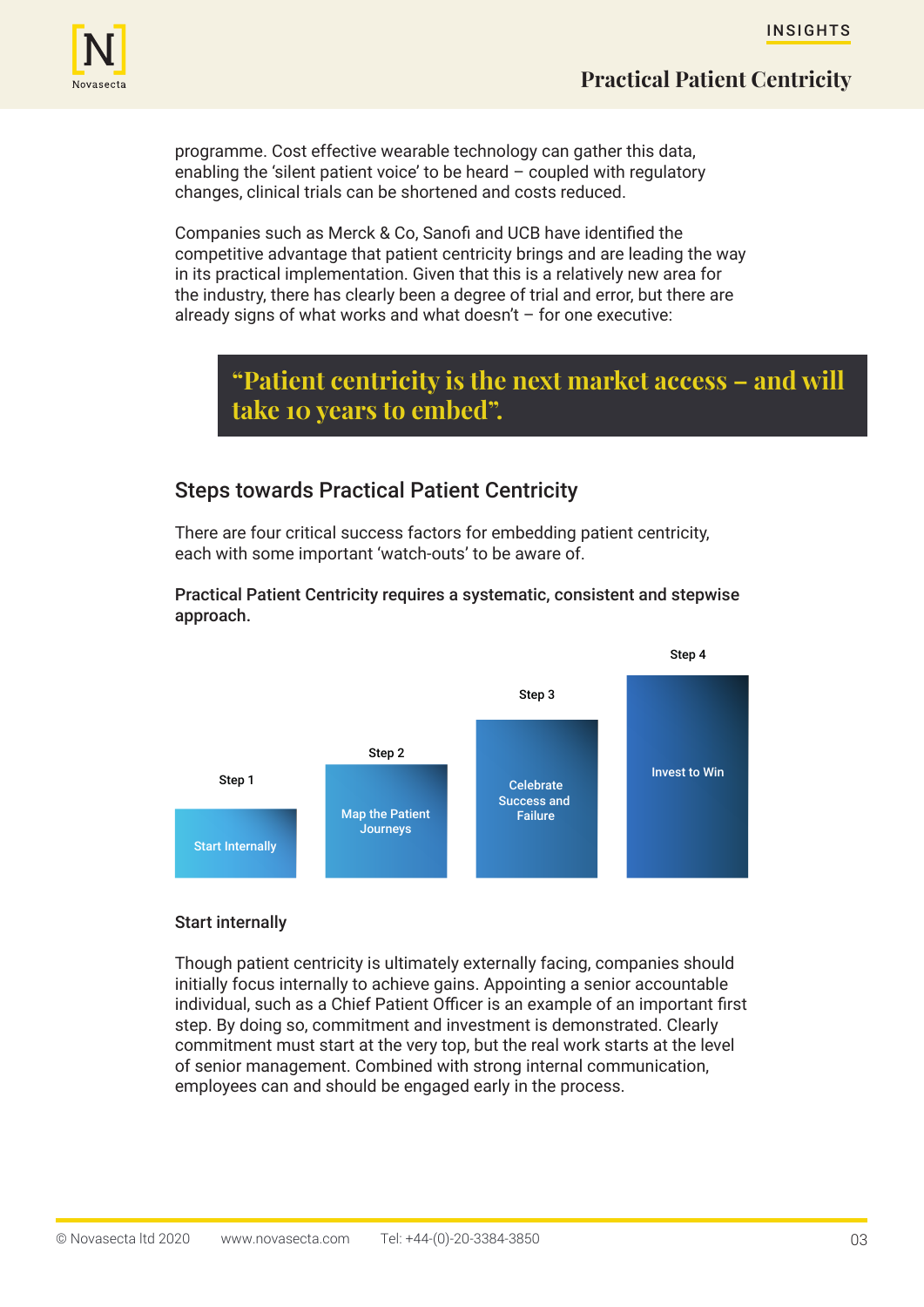programme. Cost effective wearable technology can gather this data, enabling the 'silent patient voice' to be heard – coupled with regulatory changes, clinical trials can be shortened and costs reduced.

Companies such as Merck & Co, Sanofi and UCB have identified the competitive advantage that patient centricity brings and are leading the way in its practical implementation. Given that this is a relatively new area for the industry, there has clearly been a degree of trial and error, but there are already signs of what works and what doesn't – for one executive:

> **"Patient centricity is the next market access – and will take 10 years to embed".**

## Steps towards Practical Patient Centricity

There are four critical success factors for embedding patient centricity, each with some important 'watch-outs' to be aware of.

**Practical Patient Centricity requires a systematic, consistent and stepwise approach.**

- Step 1: Start Internally
- Step 2: Map the Patient Journeys
- Step 3: Celebrate Success and Failure
- Step 4: Invest to Win

### Start internally

Though patient centricity is ultimately externally facing, companies should initially focus internally to achieve gains. Appointing a senior accountable individual, such as a Chief Patient Officer is an example of an important first step. By doing so, commitment and investment is demonstrated. Clearly commitment must start at the very top, but the real work starts at the level of senior management. Combined with strong internal communication, employees can and should be engaged early in the process.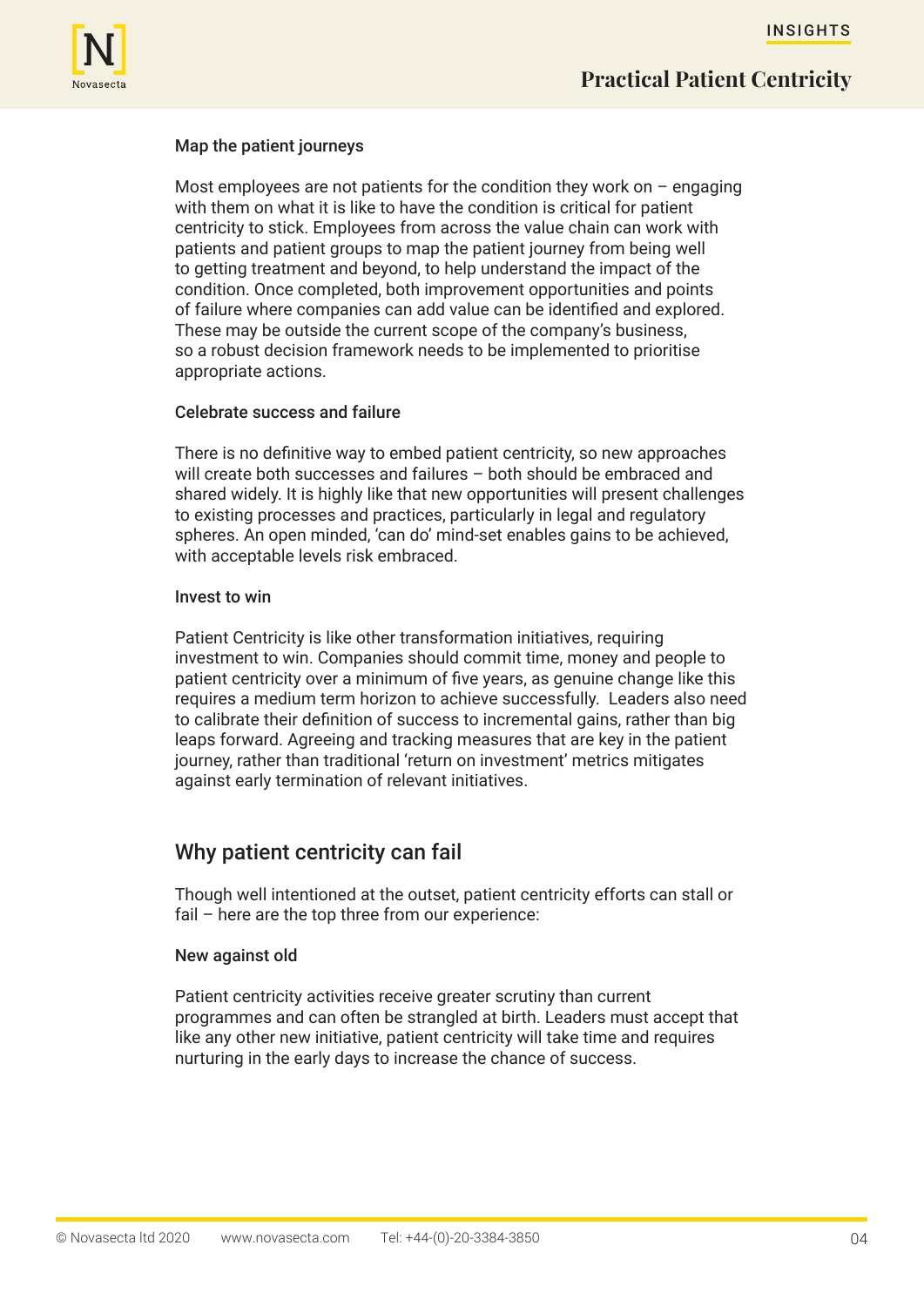### Map the patient journeys

Most employees are not patients for the condition they work on – engaging with them on what it is like to have the condition is critical for patient centricity to stick. Employees from across the value chain can work with patients and patient groups to map the patient journey from being well to getting treatment and beyond, to help understand the impact of the condition. Once completed, both improvement opportunities and points of failure where companies can add value can be identified and explored. These may be outside the current scope of the company's business, so a robust decision framework needs to be implemented to prioritise appropriate actions.

### Celebrate success and failure

There is no definitive way to embed patient centricity, so new approaches will create both successes and failures – both should be embraced and shared widely. It is highly like that new opportunities will present challenges to existing processes and practices, particularly in legal and regulatory spheres. An open minded, 'can do' mind-set enables gains to be achieved, with acceptable levels risk embraced.

### Invest to win

Patient Centricity is like other transformation initiatives, requiring investment to win. Companies should commit time, money and people to patient centricity over a minimum of five years, as genuine change like this requires a medium term horizon to achieve successfully. Leaders also need to calibrate their definition of success to incremental gains, rather than big leaps forward. Agreeing and tracking measures that are key in the patient journey, rather than traditional 'return on investment' metrics mitigates against early termination of relevant initiatives.

## Why patient centricity can fail

Though well intentioned at the outset, patient centricity efforts can stall or fail – here are the top three from our experience:

### New against old

Patient centricity activities receive greater scrutiny than current programmes and can often be strangled at birth. Leaders must accept that like any other new initiative, patient centricity will take time and requires nurturing in the early days to increase the chance of success.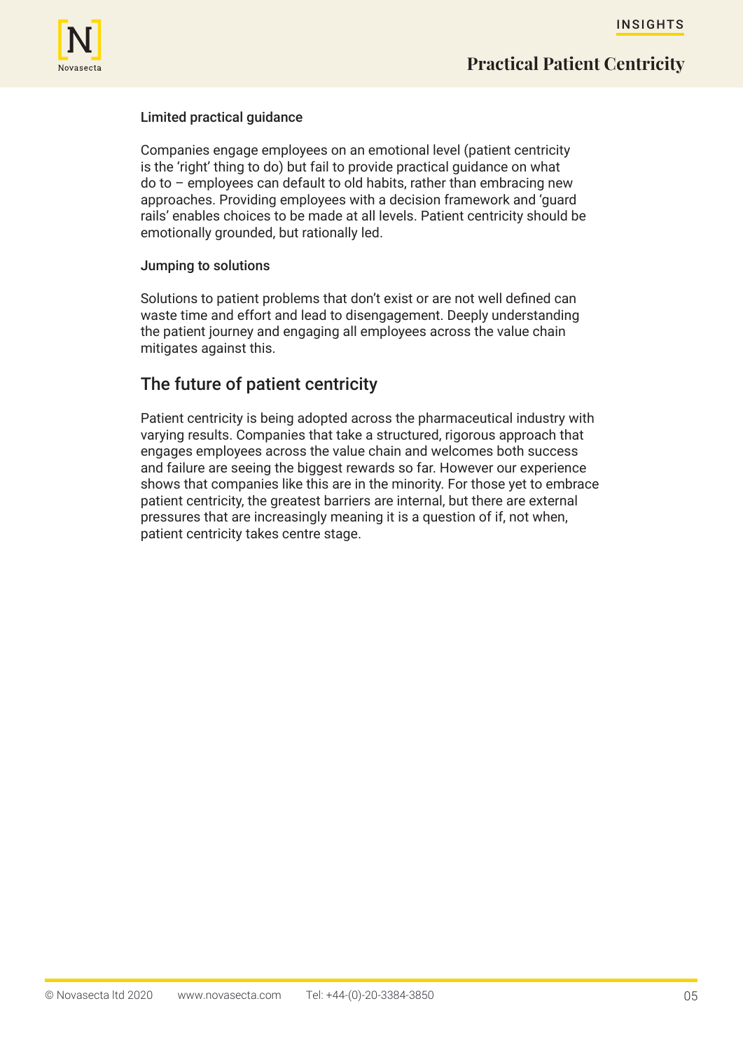### Limited practical guidance

Companies engage employees on an emotional level (patient centricity is the 'right' thing to do) but fail to provide practical guidance on what do to – employees can default to old habits, rather than embracing new approaches. Providing employees with a decision framework and 'guard rails' enables choices to be made at all levels. Patient centricity should be emotionally grounded, but rationally led.

### Jumping to solutions

Solutions to patient problems that don't exist or are not well defined can waste time and effort and lead to disengagement. Deeply understanding the patient journey and engaging all employees across the value chain mitigates against this.

## The future of patient centricity

Patient centricity is being adopted across the pharmaceutical industry with varying results. Companies that take a structured, rigorous approach that engages employees across the value chain and welcomes both success and failure are seeing the biggest rewards so far. However our experience shows that companies like this are in the minority. For those yet to embrace patient centricity, the greatest barriers are internal, but there are external pressures that are increasingly meaning it is a question of if, not when, patient centricity takes centre stage.